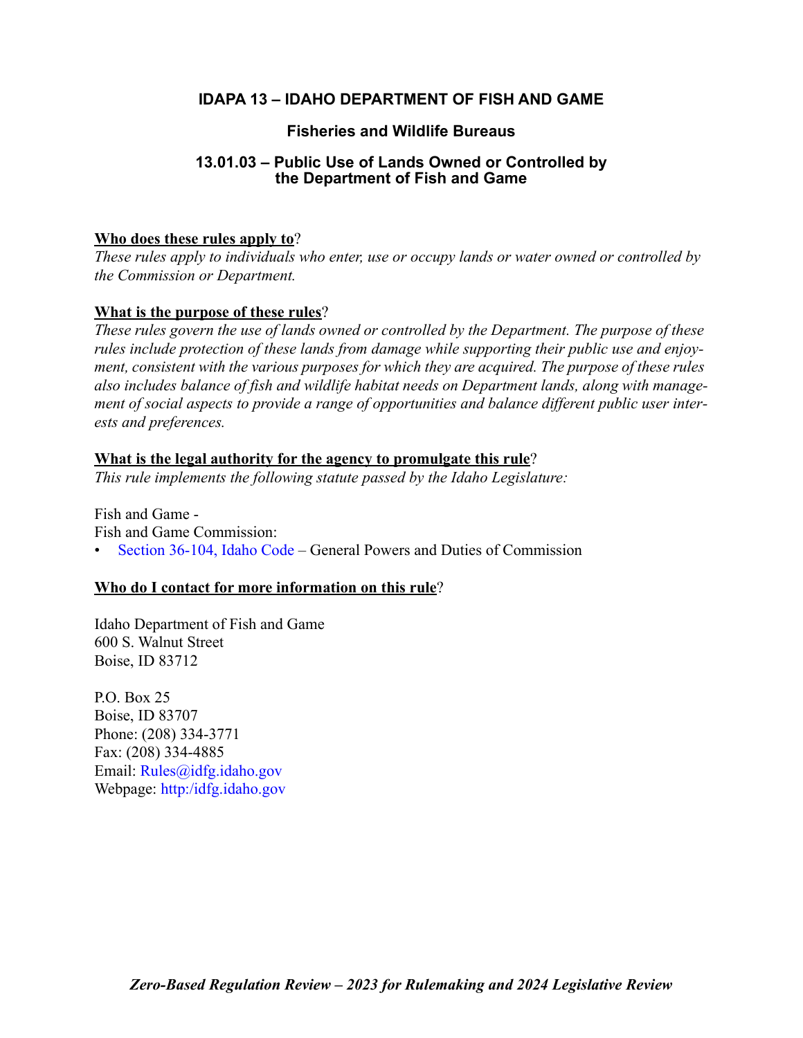# IDAPA 13 – IDAHO DEPARTMENT OF FISH AND GAME

## Fisheries and Wildlife Bureaus

## 13.01.03 – Public Use of Lands Owned or Controlled by the Department of Fish and Game

**Who does these rules apply to?**

*These rules apply to individuals who enter, use or occupy lands or water owned or controlled by the Commission or Department.*

**What is the purpose of these rules?**

*These rules govern the use of lands owned or controlled by the Department. The purpose of these rules include protection of these lands from damage while supporting their public use and enjoyment, consistent with the various purposes for which they are acquired. The purpose of these rules also includes balance of fish and wildlife habitat needs on Department lands, along with management of social aspects to provide a range of opportunities and balance different public user interests and preferences.*

**What is the legal authority for the agency to promulgate this rule?**

*This rule implements the following statute passed by the Idaho Legislature:*

Fish and Game -
Fish and Game Commission:

- Section 36-104, Idaho Code – General Powers and Duties of Commission

**Who do I contact for more information on this rule?**

Idaho Department of Fish and Game
600 S. Walnut Street
Boise, ID 83712

P.O. Box 25
Boise, ID 83707
Phone: (208) 334-3771
Fax: (208) 334-4885
Email: Rules@idfg.idaho.gov
Webpage: http:/idfg.idaho.gov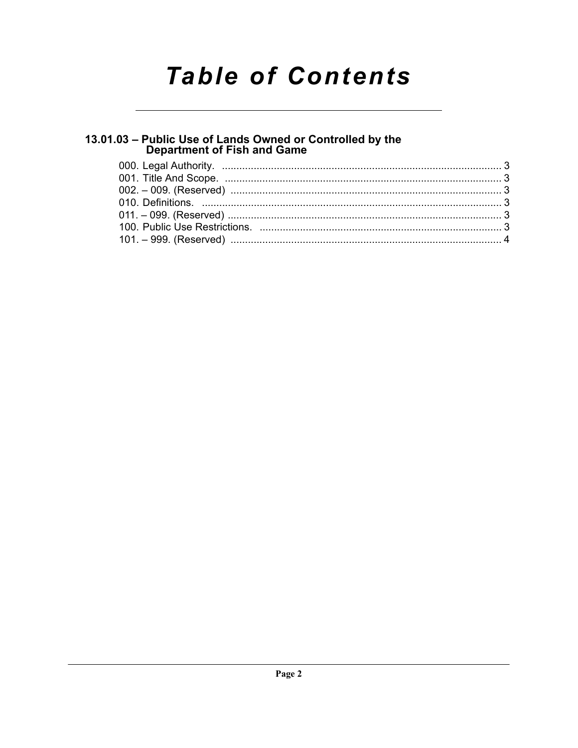# Table of Contents

## 13.01.03 – Public Use of Lands Owned or Controlled by the Department of Fish and Game

000. Legal Authority. .................................................................................................. 3
001. Title And Scope. ................................................................................................. 3
002. – 009. (Reserved) .............................................................................................. 3
010. Definitions. ......................................................................................................... 3
011. – 099. (Reserved) .............................................................................................. 3
100. Public Use Restrictions. ..................................................................................... 3
101. – 999. (Reserved) .............................................................................................. 4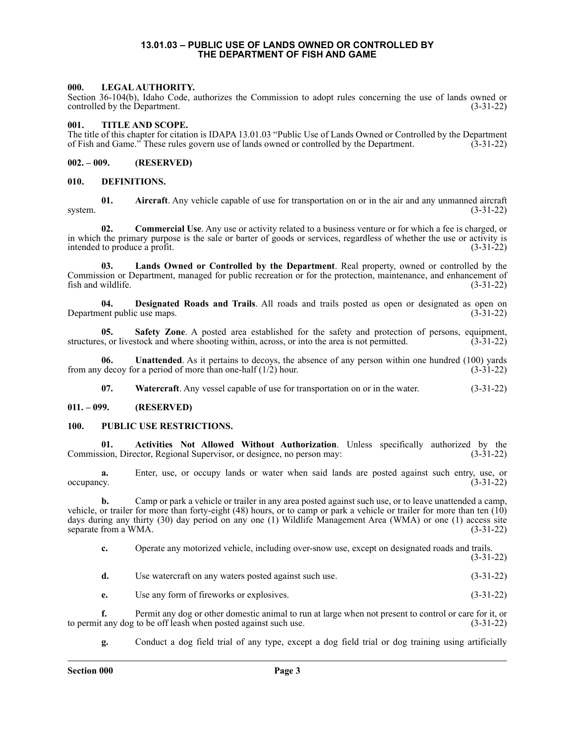# 13.01.03 – PUBLIC USE OF LANDS OWNED OR CONTROLLED BY THE DEPARTMENT OF FISH AND GAME

## 000. LEGAL AUTHORITY.

Section 36-104(b), Idaho Code, authorizes the Commission to adopt rules concerning the use of lands owned or controlled by the Department. (3-31-22)

## 001. TITLE AND SCOPE.

The title of this chapter for citation is IDAPA 13.01.03 "Public Use of Lands Owned or Controlled by the Department of Fish and Game." These rules govern use of lands owned or controlled by the Department. (3-31-22)

## 002. – 009. (RESERVED)

## 010. DEFINITIONS.

**01. Aircraft**. Any vehicle capable of use for transportation on or in the air and any unmanned aircraft system. (3-31-22)

**02. Commercial Use**. Any use or activity related to a business venture or for which a fee is charged, or in which the primary purpose is the sale or barter of goods or services, regardless of whether the use or activity is intended to produce a profit. (3-31-22)

**03. Lands Owned or Controlled by the Department**. Real property, owned or controlled by the Commission or Department, managed for public recreation or for the protection, maintenance, and enhancement of fish and wildlife. (3-31-22)

**04. Designated Roads and Trails**. All roads and trails posted as open or designated as open on Department public use maps. (3-31-22)

**05. Safety Zone**. A posted area established for the safety and protection of persons, equipment, structures, or livestock and where shooting within, across, or into the area is not permitted. (3-31-22)

**06. Unattended**. As it pertains to decoys, the absence of any person within one hundred (100) yards from any decoy for a period of more than one-half (1/2) hour. (3-31-22)

**07. Watercraft**. Any vessel capable of use for transportation on or in the water. (3-31-22)

## 011. – 099. (RESERVED)

## 100. PUBLIC USE RESTRICTIONS.

**01. Activities Not Allowed Without Authorization**. Unless specifically authorized by the Commission, Director, Regional Supervisor, or designee, no person may: (3-31-22)

**a.** Enter, use, or occupy lands or water when said lands are posted against such entry, use, or occupancy. (3-31-22)

**b.** Camp or park a vehicle or trailer in any area posted against such use, or to leave unattended a camp, vehicle, or trailer for more than forty-eight (48) hours, or to camp or park a vehicle or trailer for more than ten (10) days during any thirty (30) day period on any one (1) Wildlife Management Area (WMA) or one (1) access site separate from a WMA. (3-31-22)

**c.** Operate any motorized vehicle, including over-snow use, except on designated roads and trails. (3-31-22)

**d.** Use watercraft on any waters posted against such use. (3-31-22)

**e.** Use any form of fireworks or explosives. (3-31-22)

**f.** Permit any dog or other domestic animal to run at large when not present to control or care for it, or to permit any dog to be off leash when posted against such use. (3-31-22)

**g.** Conduct a dog field trial of any type, except a dog field trial or dog training using artificially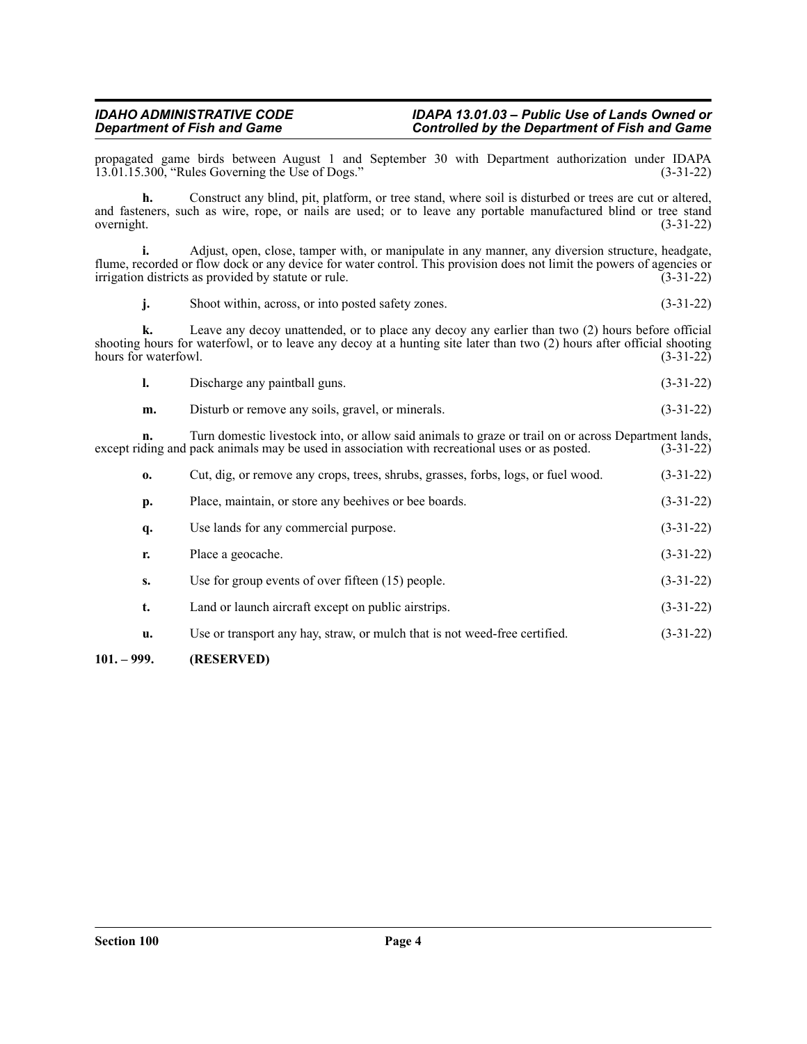propagated game birds between August 1 and September 30 with Department authorization under IDAPA 13.01.15.300, "Rules Governing the Use of Dogs." (3-31-22)

**h.** Construct any blind, pit, platform, or tree stand, where soil is disturbed or trees are cut or altered, and fasteners, such as wire, rope, or nails are used; or to leave any portable manufactured blind or tree stand overnight. (3-31-22)

**i.** Adjust, open, close, tamper with, or manipulate in any manner, any diversion structure, headgate, flume, recorded or flow dock or any device for water control. This provision does not limit the powers of agencies or irrigation districts as provided by statute or rule. (3-31-22)

**j.** Shoot within, across, or into posted safety zones. (3-31-22)

**k.** Leave any decoy unattended, or to place any decoy any earlier than two (2) hours before official shooting hours for waterfowl, or to leave any decoy at a hunting site later than two (2) hours after official shooting hours for waterfowl. (3-31-22)

**l.** Discharge any paintball guns. (3-31-22)

**m.** Disturb or remove any soils, gravel, or minerals. (3-31-22)

**n.** Turn domestic livestock into, or allow said animals to graze or trail on or across Department lands, except riding and pack animals may be used in association with recreational uses or as posted. (3-31-22)

**o.** Cut, dig, or remove any crops, trees, shrubs, grasses, forbs, logs, or fuel wood. (3-31-22)

**p.** Place, maintain, or store any beehives or bee boards. (3-31-22)

**q.** Use lands for any commercial purpose. (3-31-22)

**r.** Place a geocache. (3-31-22)

**s.** Use for group events of over fifteen (15) people. (3-31-22)

**t.** Land or launch aircraft except on public airstrips. (3-31-22)

**u.** Use or transport any hay, straw, or mulch that is not weed-free certified. (3-31-22)

**101. – 999. (RESERVED)**